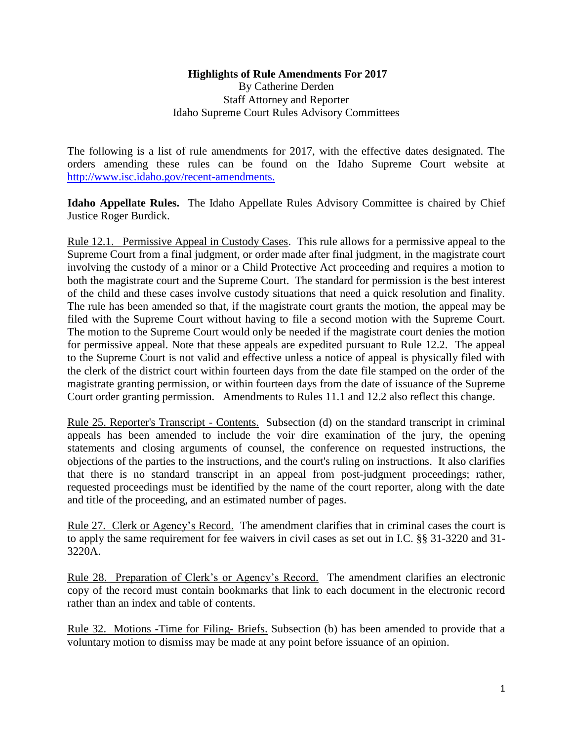**Highlights of Rule Amendments For 2017**

By Catherine Derden
Staff Attorney and Reporter
Idaho Supreme Court Rules Advisory Committees

The following is a list of rule amendments for 2017, with the effective dates designated. The orders amending these rules can be found on the Idaho Supreme Court website at [http://www.isc.idaho.gov/recent-amendments.](http://www.isc.idaho.gov/recent-amendments)

**Idaho Appellate Rules.** The Idaho Appellate Rules Advisory Committee is chaired by Chief Justice Roger Burdick.

Rule 12.1. Permissive Appeal in Custody Cases. This rule allows for a permissive appeal to the Supreme Court from a final judgment, or order made after final judgment, in the magistrate court involving the custody of a minor or a Child Protective Act proceeding and requires a motion to both the magistrate court and the Supreme Court. The standard for permission is the best interest of the child and these cases involve custody situations that need a quick resolution and finality. The rule has been amended so that, if the magistrate court grants the motion, the appeal may be filed with the Supreme Court without having to file a second motion with the Supreme Court. The motion to the Supreme Court would only be needed if the magistrate court denies the motion for permissive appeal. Note that these appeals are expedited pursuant to Rule 12.2. The appeal to the Supreme Court is not valid and effective unless a notice of appeal is physically filed with the clerk of the district court within fourteen days from the date file stamped on the order of the magistrate granting permission, or within fourteen days from the date of issuance of the Supreme Court order granting permission. Amendments to Rules 11.1 and 12.2 also reflect this change.

Rule 25. Reporter's Transcript - Contents. Subsection (d) on the standard transcript in criminal appeals has been amended to include the voir dire examination of the jury, the opening statements and closing arguments of counsel, the conference on requested instructions, the objections of the parties to the instructions, and the court's ruling on instructions. It also clarifies that there is no standard transcript in an appeal from post-judgment proceedings; rather, requested proceedings must be identified by the name of the court reporter, along with the date and title of the proceeding, and an estimated number of pages.

Rule 27. Clerk or Agency's Record. The amendment clarifies that in criminal cases the court is to apply the same requirement for fee waivers in civil cases as set out in I.C. §§ 31-3220 and 31-3220A.

Rule 28. Preparation of Clerk's or Agency's Record. The amendment clarifies an electronic copy of the record must contain bookmarks that link to each document in the electronic record rather than an index and table of contents.

Rule 32. Motions -Time for Filing- Briefs. Subsection (b) has been amended to provide that a voluntary motion to dismiss may be made at any point before issuance of an opinion.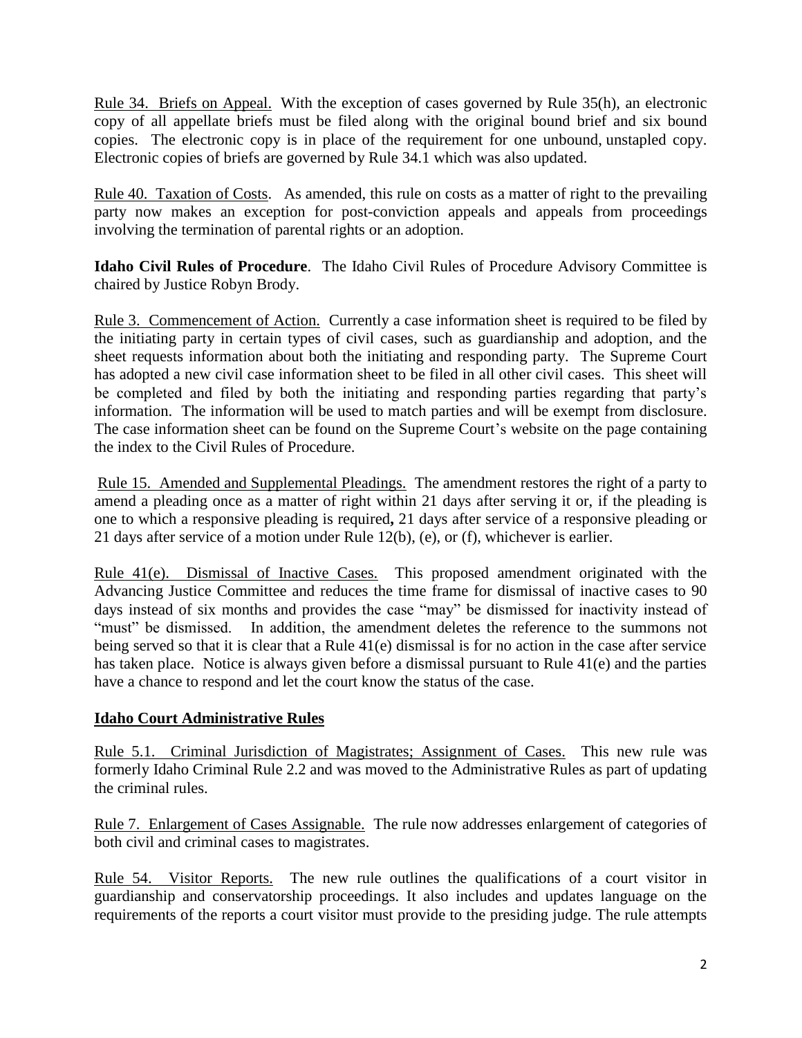Rule 34. Briefs on Appeal. With the exception of cases governed by Rule 35(h), an electronic copy of all appellate briefs must be filed along with the original bound brief and six bound copies. The electronic copy is in place of the requirement for one unbound, unstapled copy. Electronic copies of briefs are governed by Rule 34.1 which was also updated.

Rule 40. Taxation of Costs. As amended, this rule on costs as a matter of right to the prevailing party now makes an exception for post-conviction appeals and appeals from proceedings involving the termination of parental rights or an adoption.

**Idaho Civil Rules of Procedure**. The Idaho Civil Rules of Procedure Advisory Committee is chaired by Justice Robyn Brody.

Rule 3. Commencement of Action. Currently a case information sheet is required to be filed by the initiating party in certain types of civil cases, such as guardianship and adoption, and the sheet requests information about both the initiating and responding party. The Supreme Court has adopted a new civil case information sheet to be filed in all other civil cases. This sheet will be completed and filed by both the initiating and responding parties regarding that party's information. The information will be used to match parties and will be exempt from disclosure. The case information sheet can be found on the Supreme Court's website on the page containing the index to the Civil Rules of Procedure.

Rule 15. Amended and Supplemental Pleadings. The amendment restores the right of a party to amend a pleading once as a matter of right within 21 days after serving it or, if the pleading is one to which a responsive pleading is required**,** 21 days after service of a responsive pleading or 21 days after service of a motion under Rule 12(b), (e), or (f), whichever is earlier.

Rule 41(e). Dismissal of Inactive Cases. This proposed amendment originated with the Advancing Justice Committee and reduces the time frame for dismissal of inactive cases to 90 days instead of six months and provides the case "may" be dismissed for inactivity instead of "must" be dismissed. In addition, the amendment deletes the reference to the summons not being served so that it is clear that a Rule 41(e) dismissal is for no action in the case after service has taken place. Notice is always given before a dismissal pursuant to Rule 41(e) and the parties have a chance to respond and let the court know the status of the case.

## Idaho Court Administrative Rules

Rule 5.1. Criminal Jurisdiction of Magistrates; Assignment of Cases. This new rule was formerly Idaho Criminal Rule 2.2 and was moved to the Administrative Rules as part of updating the criminal rules.

Rule 7. Enlargement of Cases Assignable. The rule now addresses enlargement of categories of both civil and criminal cases to magistrates.

Rule 54. Visitor Reports. The new rule outlines the qualifications of a court visitor in guardianship and conservatorship proceedings. It also includes and updates language on the requirements of the reports a court visitor must provide to the presiding judge. The rule attempts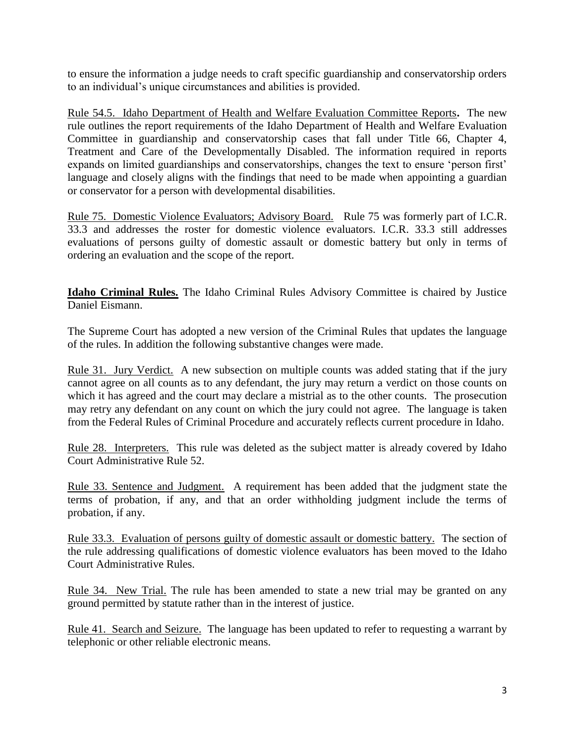to ensure the information a judge needs to craft specific guardianship and conservatorship orders to an individual's unique circumstances and abilities is provided.

Rule 54.5. Idaho Department of Health and Welfare Evaluation Committee Reports**.** The new rule outlines the report requirements of the Idaho Department of Health and Welfare Evaluation Committee in guardianship and conservatorship cases that fall under Title 66, Chapter 4, Treatment and Care of the Developmentally Disabled. The information required in reports expands on limited guardianships and conservatorships, changes the text to ensure 'person first' language and closely aligns with the findings that need to be made when appointing a guardian or conservator for a person with developmental disabilities.

Rule 75. Domestic Violence Evaluators; Advisory Board. Rule 75 was formerly part of I.C.R. 33.3 and addresses the roster for domestic violence evaluators. I.C.R. 33.3 still addresses evaluations of persons guilty of domestic assault or domestic battery but only in terms of ordering an evaluation and the scope of the report.

**Idaho Criminal Rules.** The Idaho Criminal Rules Advisory Committee is chaired by Justice Daniel Eismann.

The Supreme Court has adopted a new version of the Criminal Rules that updates the language of the rules. In addition the following substantive changes were made.

Rule 31. Jury Verdict. A new subsection on multiple counts was added stating that if the jury cannot agree on all counts as to any defendant, the jury may return a verdict on those counts on which it has agreed and the court may declare a mistrial as to the other counts. The prosecution may retry any defendant on any count on which the jury could not agree. The language is taken from the Federal Rules of Criminal Procedure and accurately reflects current procedure in Idaho.

Rule 28. Interpreters. This rule was deleted as the subject matter is already covered by Idaho Court Administrative Rule 52.

Rule 33. Sentence and Judgment. A requirement has been added that the judgment state the terms of probation, if any, and that an order withholding judgment include the terms of probation, if any.

Rule 33.3. Evaluation of persons guilty of domestic assault or domestic battery. The section of the rule addressing qualifications of domestic violence evaluators has been moved to the Idaho Court Administrative Rules.

Rule 34. New Trial. The rule has been amended to state a new trial may be granted on any ground permitted by statute rather than in the interest of justice.

Rule 41. Search and Seizure. The language has been updated to refer to requesting a warrant by telephonic or other reliable electronic means.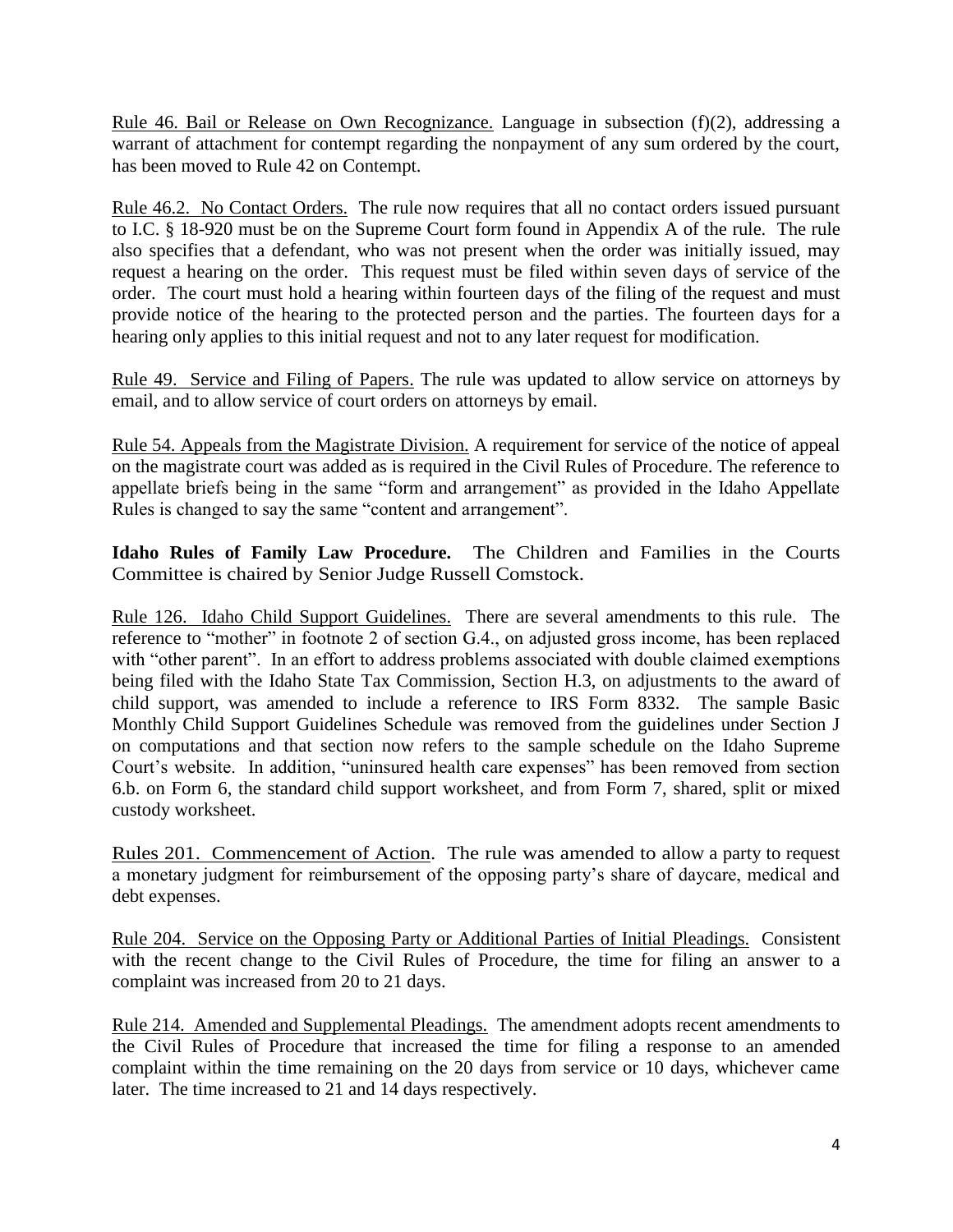Rule 46. Bail or Release on Own Recognizance. Language in subsection (f)(2), addressing a warrant of attachment for contempt regarding the nonpayment of any sum ordered by the court, has been moved to Rule 42 on Contempt.

Rule 46.2. No Contact Orders. The rule now requires that all no contact orders issued pursuant to I.C. § 18-920 must be on the Supreme Court form found in Appendix A of the rule. The rule also specifies that a defendant, who was not present when the order was initially issued, may request a hearing on the order. This request must be filed within seven days of service of the order. The court must hold a hearing within fourteen days of the filing of the request and must provide notice of the hearing to the protected person and the parties. The fourteen days for a hearing only applies to this initial request and not to any later request for modification.

Rule 49. Service and Filing of Papers. The rule was updated to allow service on attorneys by email, and to allow service of court orders on attorneys by email.

Rule 54. Appeals from the Magistrate Division. A requirement for service of the notice of appeal on the magistrate court was added as is required in the Civil Rules of Procedure. The reference to appellate briefs being in the same "form and arrangement" as provided in the Idaho Appellate Rules is changed to say the same "content and arrangement".

**Idaho Rules of Family Law Procedure.** The Children and Families in the Courts Committee is chaired by Senior Judge Russell Comstock.

Rule 126. Idaho Child Support Guidelines. There are several amendments to this rule. The reference to "mother" in footnote 2 of section G.4., on adjusted gross income, has been replaced with "other parent". In an effort to address problems associated with double claimed exemptions being filed with the Idaho State Tax Commission, Section H.3, on adjustments to the award of child support, was amended to include a reference to IRS Form 8332. The sample Basic Monthly Child Support Guidelines Schedule was removed from the guidelines under Section J on computations and that section now refers to the sample schedule on the Idaho Supreme Court's website. In addition, "uninsured health care expenses" has been removed from section 6.b. on Form 6, the standard child support worksheet, and from Form 7, shared, split or mixed custody worksheet.

Rules 201. Commencement of Action. The rule was amended to allow a party to request a monetary judgment for reimbursement of the opposing party's share of daycare, medical and debt expenses.

Rule 204. Service on the Opposing Party or Additional Parties of Initial Pleadings. Consistent with the recent change to the Civil Rules of Procedure, the time for filing an answer to a complaint was increased from 20 to 21 days.

Rule 214. Amended and Supplemental Pleadings. The amendment adopts recent amendments to the Civil Rules of Procedure that increased the time for filing a response to an amended complaint within the time remaining on the 20 days from service or 10 days, whichever came later. The time increased to 21 and 14 days respectively.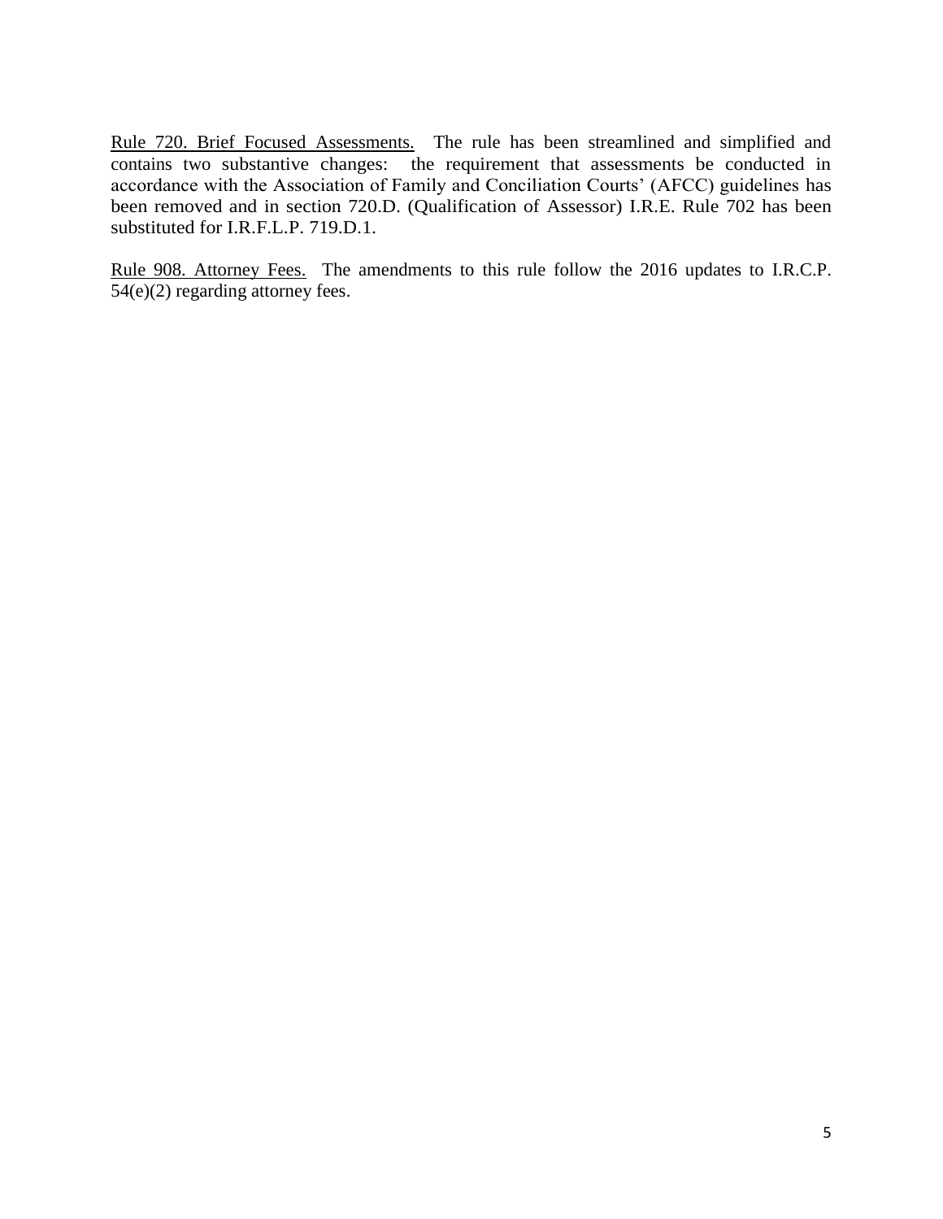<u>Rule 720. Brief Focused Assessments.</u> The rule has been streamlined and simplified and contains two substantive changes: the requirement that assessments be conducted in accordance with the Association of Family and Conciliation Courts' (AFCC) guidelines has been removed and in section 720.D. (Qualification of Assessor) I.R.E. Rule 702 has been substituted for I.R.F.L.P. 719.D.1.

<u>Rule 908. Attorney Fees.</u> The amendments to this rule follow the 2016 updates to I.R.C.P. 54(e)(2) regarding attorney fees.